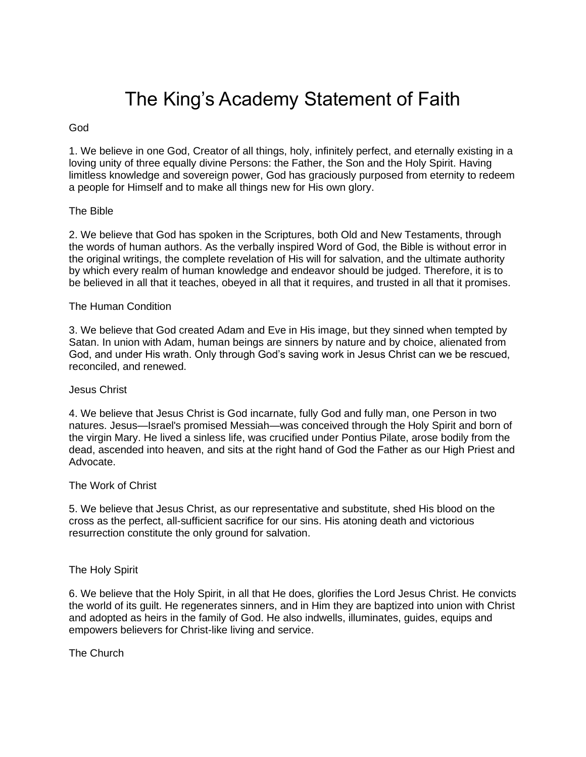# The King's Academy Statement of Faith

## God

1. We believe in one God, Creator of all things, holy, infinitely perfect, and eternally existing in a loving unity of three equally divine Persons: the Father, the Son and the Holy Spirit. Having limitless knowledge and sovereign power, God has graciously purposed from eternity to redeem a people for Himself and to make all things new for His own glory.

## The Bible

2. We believe that God has spoken in the Scriptures, both Old and New Testaments, through the words of human authors. As the verbally inspired Word of God, the Bible is without error in the original writings, the complete revelation of His will for salvation, and the ultimate authority by which every realm of human knowledge and endeavor should be judged. Therefore, it is to be believed in all that it teaches, obeyed in all that it requires, and trusted in all that it promises.

## The Human Condition

3. We believe that God created Adam and Eve in His image, but they sinned when tempted by Satan. In union with Adam, human beings are sinners by nature and by choice, alienated from God, and under His wrath. Only through God's saving work in Jesus Christ can we be rescued, reconciled, and renewed.

## Jesus Christ

4. We believe that Jesus Christ is God incarnate, fully God and fully man, one Person in two natures. Jesus—Israel's promised Messiah—was conceived through the Holy Spirit and born of the virgin Mary. He lived a sinless life, was crucified under Pontius Pilate, arose bodily from the dead, ascended into heaven, and sits at the right hand of God the Father as our High Priest and Advocate.

## The Work of Christ

5. We believe that Jesus Christ, as our representative and substitute, shed His blood on the cross as the perfect, all-sufficient sacrifice for our sins. His atoning death and victorious resurrection constitute the only ground for salvation.

## The Holy Spirit

6. We believe that the Holy Spirit, in all that He does, glorifies the Lord Jesus Christ. He convicts the world of its guilt. He regenerates sinners, and in Him they are baptized into union with Christ and adopted as heirs in the family of God. He also indwells, illuminates, guides, equips and empowers believers for Christ-like living and service.

## The Church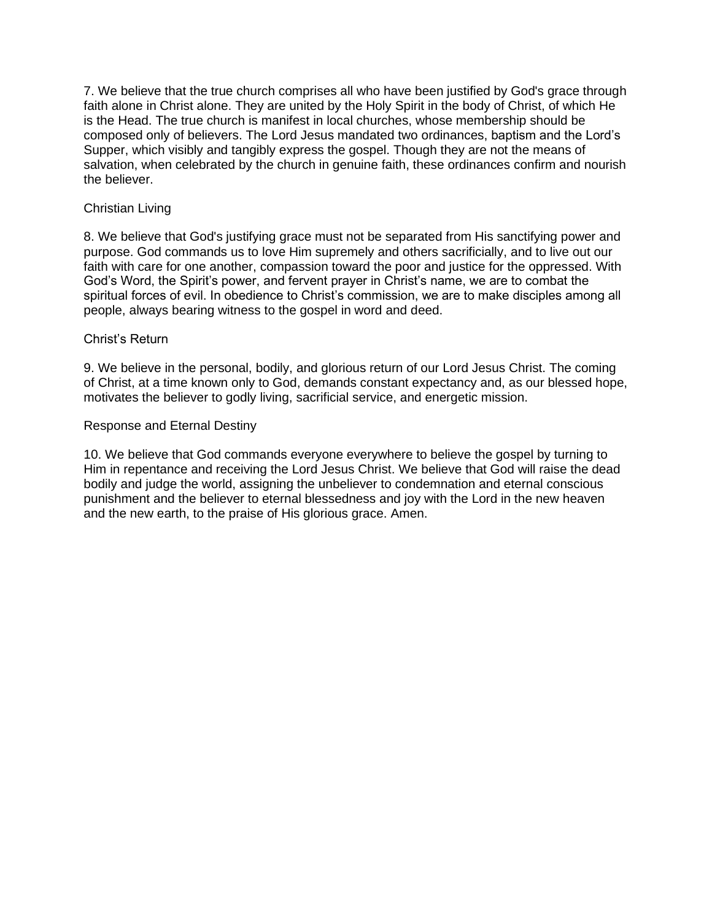7. We believe that the true church comprises all who have been justified by God's grace through faith alone in Christ alone. They are united by the Holy Spirit in the body of Christ, of which He is the Head. The true church is manifest in local churches, whose membership should be composed only of believers. The Lord Jesus mandated two ordinances, baptism and the Lord's Supper, which visibly and tangibly express the gospel. Though they are not the means of salvation, when celebrated by the church in genuine faith, these ordinances confirm and nourish the believer.

## Christian Living

8. We believe that God's justifying grace must not be separated from His sanctifying power and purpose. God commands us to love Him supremely and others sacrificially, and to live out our faith with care for one another, compassion toward the poor and justice for the oppressed. With God's Word, the Spirit's power, and fervent prayer in Christ's name, we are to combat the spiritual forces of evil. In obedience to Christ's commission, we are to make disciples among all people, always bearing witness to the gospel in word and deed.

## Christ's Return

9. We believe in the personal, bodily, and glorious return of our Lord Jesus Christ. The coming of Christ, at a time known only to God, demands constant expectancy and, as our blessed hope, motivates the believer to godly living, sacrificial service, and energetic mission.

## Response and Eternal Destiny

10. We believe that God commands everyone everywhere to believe the gospel by turning to Him in repentance and receiving the Lord Jesus Christ. We believe that God will raise the dead bodily and judge the world, assigning the unbeliever to condemnation and eternal conscious punishment and the believer to eternal blessedness and joy with the Lord in the new heaven and the new earth, to the praise of His glorious grace. Amen.